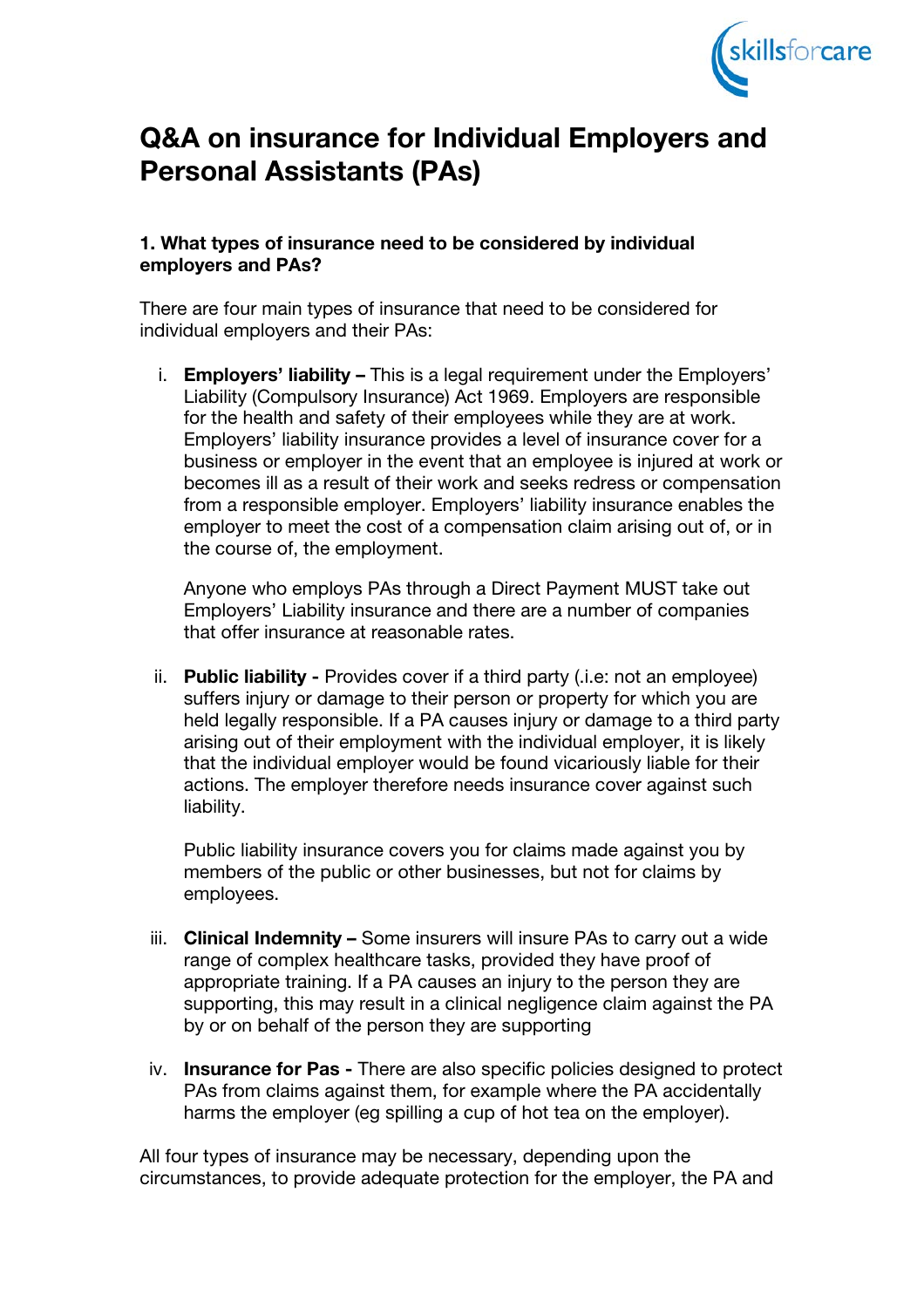# Q&A on insurance for Individual Employers and Personal Assistants (PAs)

**1. What types of insurance need to be considered by individual employers and PAs?**

There are four main types of insurance that need to be considered for individual employers and their PAs:

i. **Employers' liability –** This is a legal requirement under the Employers' Liability (Compulsory Insurance) Act 1969. Employers are responsible for the health and safety of their employees while they are at work. Employers' liability insurance provides a level of insurance cover for a business or employer in the event that an employee is injured at work or becomes ill as a result of their work and seeks redress or compensation from a responsible employer. Employers' liability insurance enables the employer to meet the cost of a compensation claim arising out of, or in the course of, the employment.

   Anyone who employs PAs through a Direct Payment MUST take out Employers' Liability insurance and there are a number of companies that offer insurance at reasonable rates.

ii. **Public liability -** Provides cover if a third party (.i.e: not an employee) suffers injury or damage to their person or property for which you are held legally responsible. If a PA causes injury or damage to a third party arising out of their employment with the individual employer, it is likely that the individual employer would be found vicariously liable for their actions. The employer therefore needs insurance cover against such liability.

   Public liability insurance covers you for claims made against you by members of the public or other businesses, but not for claims by employees.

iii. **Clinical Indemnity –** Some insurers will insure PAs to carry out a wide range of complex healthcare tasks, provided they have proof of appropriate training. If a PA causes an injury to the person they are supporting, this may result in a clinical negligence claim against the PA by or on behalf of the person they are supporting

iv. **Insurance for Pas -** There are also specific policies designed to protect PAs from claims against them, for example where the PA accidentally harms the employer (eg spilling a cup of hot tea on the employer).

All four types of insurance may be necessary, depending upon the circumstances, to provide adequate protection for the employer, the PA and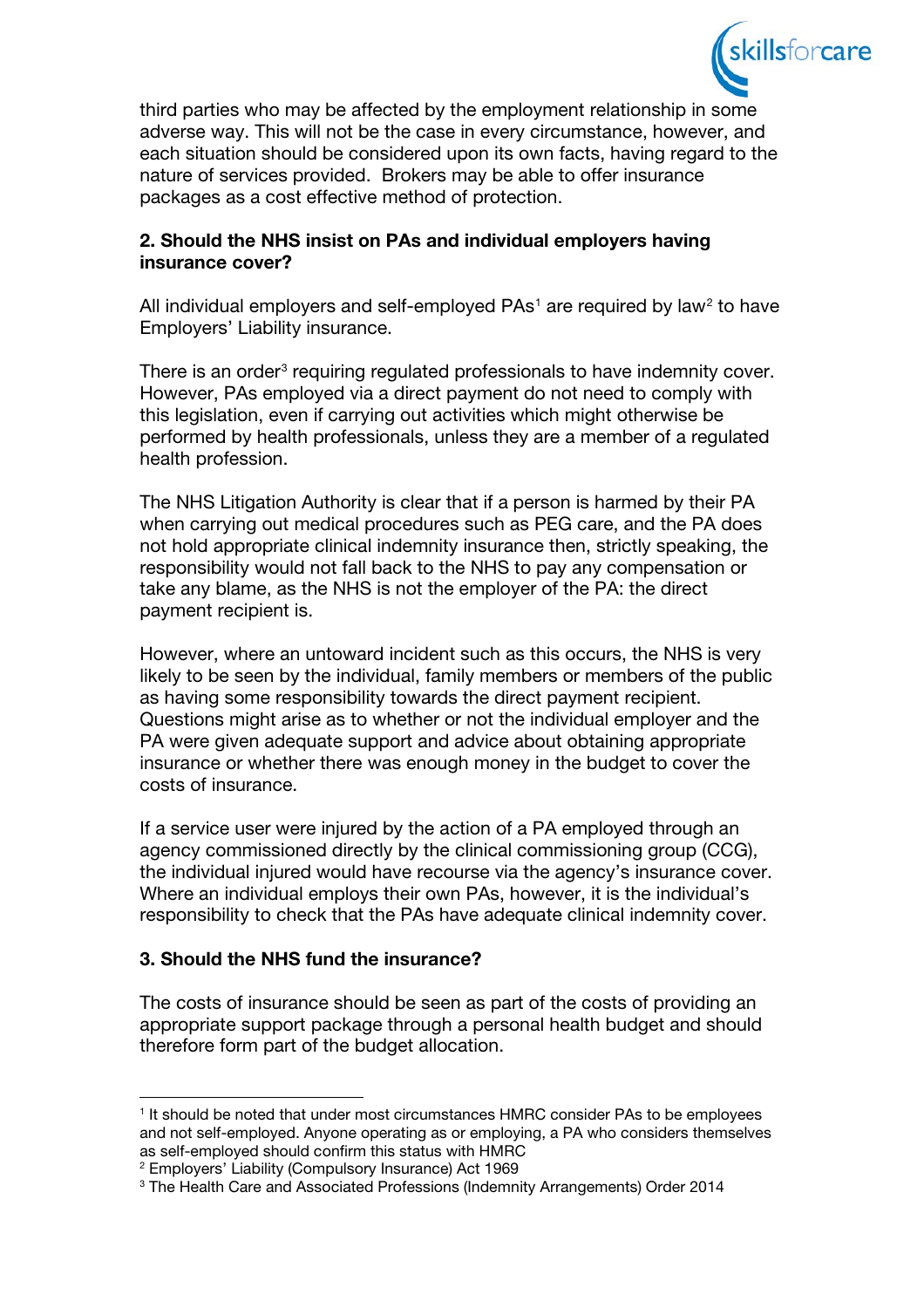third parties who may be affected by the employment relationship in some adverse way. This will not be the case in every circumstance, however, and each situation should be considered upon its own facts, having regard to the nature of services provided. Brokers may be able to offer insurance packages as a cost effective method of protection.

**2. Should the NHS insist on PAs and individual employers having insurance cover?**

All individual employers and self-employed PAs[1] are required by law[2] to have Employers' Liability insurance.

There is an order[3] requiring regulated professionals to have indemnity cover. However, PAs employed via a direct payment do not need to comply with this legislation, even if carrying out activities which might otherwise be performed by health professionals, unless they are a member of a regulated health profession.

The NHS Litigation Authority is clear that if a person is harmed by their PA when carrying out medical procedures such as PEG care, and the PA does not hold appropriate clinical indemnity insurance then, strictly speaking, the responsibility would not fall back to the NHS to pay any compensation or take any blame, as the NHS is not the employer of the PA: the direct payment recipient is.

However, where an untoward incident such as this occurs, the NHS is very likely to be seen by the individual, family members or members of the public as having some responsibility towards the direct payment recipient. Questions might arise as to whether or not the individual employer and the PA were given adequate support and advice about obtaining appropriate insurance or whether there was enough money in the budget to cover the costs of insurance.

If a service user were injured by the action of a PA employed through an agency commissioned directly by the clinical commissioning group (CCG), the individual injured would have recourse via the agency's insurance cover. Where an individual employs their own PAs, however, it is the individual's responsibility to check that the PAs have adequate clinical indemnity cover.

**3. Should the NHS fund the insurance?**

The costs of insurance should be seen as part of the costs of providing an appropriate support package through a personal health budget and should therefore form part of the budget allocation.

---

[1] It should be noted that under most circumstances HMRC consider PAs to be employees and not self-employed. Anyone operating as or employing, a PA who considers themselves as self-employed should confirm this status with HMRC

[2] Employers' Liability (Compulsory Insurance) Act 1969

[3] The Health Care and Associated Professions (Indemnity Arrangements) Order 2014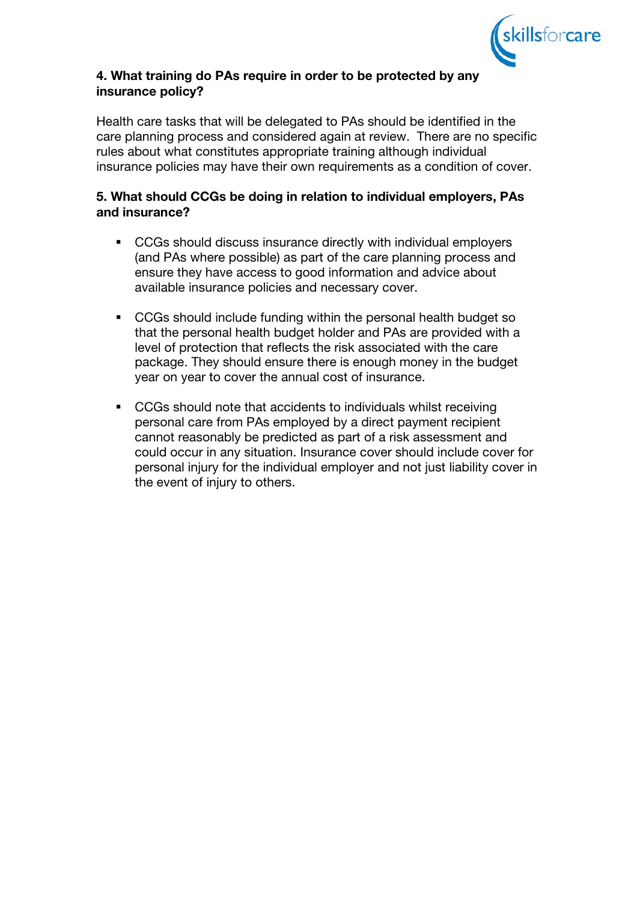**4. What training do PAs require in order to be protected by any insurance policy?**

Health care tasks that will be delegated to PAs should be identified in the care planning process and considered again at review. There are no specific rules about what constitutes appropriate training although individual insurance policies may have their own requirements as a condition of cover.

**5. What should CCGs be doing in relation to individual employers, PAs and insurance?**

- CCGs should discuss insurance directly with individual employers (and PAs where possible) as part of the care planning process and ensure they have access to good information and advice about available insurance policies and necessary cover.

- CCGs should include funding within the personal health budget so that the personal health budget holder and PAs are provided with a level of protection that reflects the risk associated with the care package. They should ensure there is enough money in the budget year on year to cover the annual cost of insurance.

- CCGs should note that accidents to individuals whilst receiving personal care from PAs employed by a direct payment recipient cannot reasonably be predicted as part of a risk assessment and could occur in any situation. Insurance cover should include cover for personal injury for the individual employer and not just liability cover in the event of injury to others.